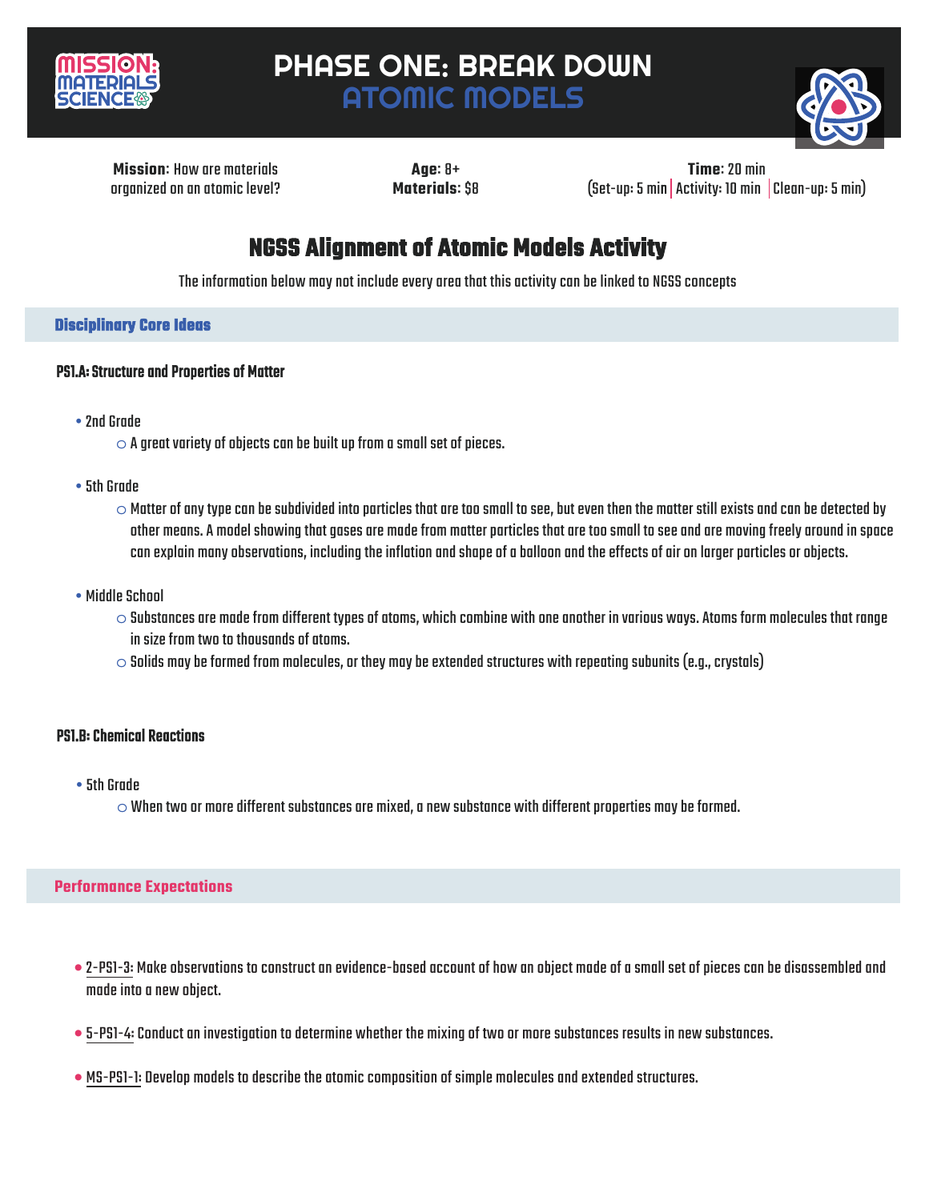MISSION: MATERIALS SCIENCE

# PHASE ONE: BREAK DOWN
# ATOMIC MODELS

**Mission**: How are materials organized on an atomic level?

**Age**: 8+
**Materials**: $8

**Time**: 20 min
(Set-up: 5 min | Activity: 10 min | Clean-up: 5 min)

## NGSS Alignment of Atomic Models Activity

The information below may not include every area that this activity can be linked to NGSS concepts

### Disciplinary Core Ideas

**PS1.A: Structure and Properties of Matter**

- 2nd Grade
  - A great variety of objects can be built up from a small set of pieces.
- 5th Grade
  - Matter of any type can be subdivided into particles that are too small to see, but even then the matter still exists and can be detected by other means. A model showing that gases are made from matter particles that are too small to see and are moving freely around in space can explain many observations, including the inflation and shape of a balloon and the effects of air on larger particles or objects.
- Middle School
  - Substances are made from different types of atoms, which combine with one another in various ways. Atoms form molecules that range in size from two to thousands of atoms.
  - Solids may be formed from molecules, or they may be extended structures with repeating subunits (e.g., crystals)

**PS1.B: Chemical Reactions**

- 5th Grade
  - When two or more different substances are mixed, a new substance with different properties may be formed.

### Performance Expectations

- 2-PS1-3: Make observations to construct an evidence-based account of how an object made of a small set of pieces can be disassembled and made into a new object.
- 5-PS1-4: Conduct an investigation to determine whether the mixing of two or more substances results in new substances.
- MS-PS1-1: Develop models to describe the atomic composition of simple molecules and extended structures.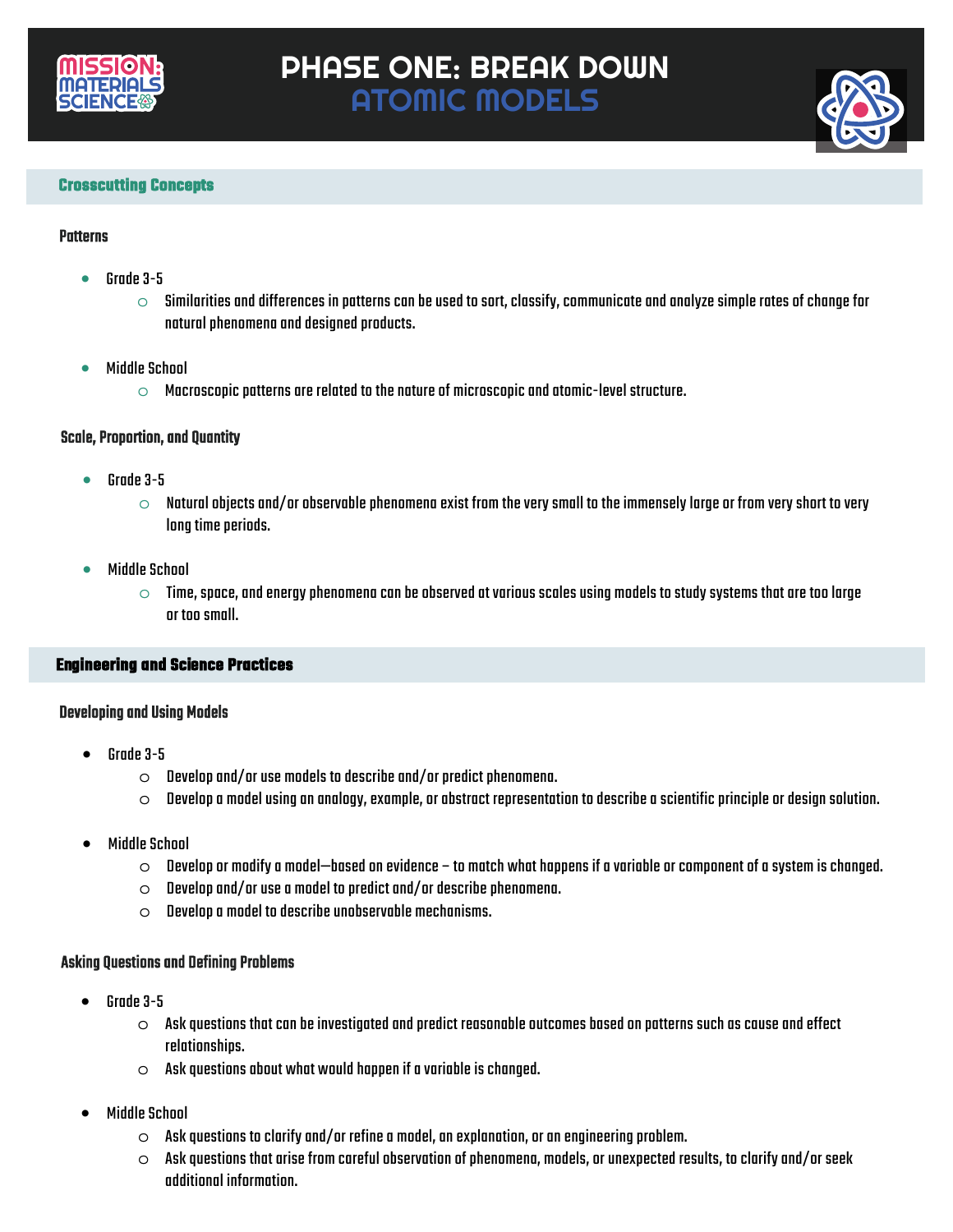# PHASE ONE: BREAK DOWN
## ATOMIC MODELS

### Crosscutting Concepts

**Patterns**

- Grade 3-5
  - Similarities and differences in patterns can be used to sort, classify, communicate and analyze simple rates of change for natural phenomena and designed products.
- Middle School
  - Macroscopic patterns are related to the nature of microscopic and atomic-level structure.

**Scale, Proportion, and Quantity**

- Grade 3-5
  - Natural objects and/or observable phenomena exist from the very small to the immensely large or from very short to very long time periods.
- Middle School
  - Time, space, and energy phenomena can be observed at various scales using models to study systems that are too large or too small.

### Engineering and Science Practices

**Developing and Using Models**

- Grade 3-5
  - Develop and/or use models to describe and/or predict phenomena.
  - Develop a model using an analogy, example, or abstract representation to describe a scientific principle or design solution.
- Middle School
  - Develop or modify a model—based on evidence – to match what happens if a variable or component of a system is changed.
  - Develop and/or use a model to predict and/or describe phenomena.
  - Develop a model to describe unobservable mechanisms.

**Asking Questions and Defining Problems**

- Grade 3-5
  - Ask questions that can be investigated and predict reasonable outcomes based on patterns such as cause and effect relationships.
  - Ask questions about what would happen if a variable is changed.
- Middle School
  - Ask questions to clarify and/or refine a model, an explanation, or an engineering problem.
  - Ask questions that arise from careful observation of phenomena, models, or unexpected results, to clarify and/or seek additional information.